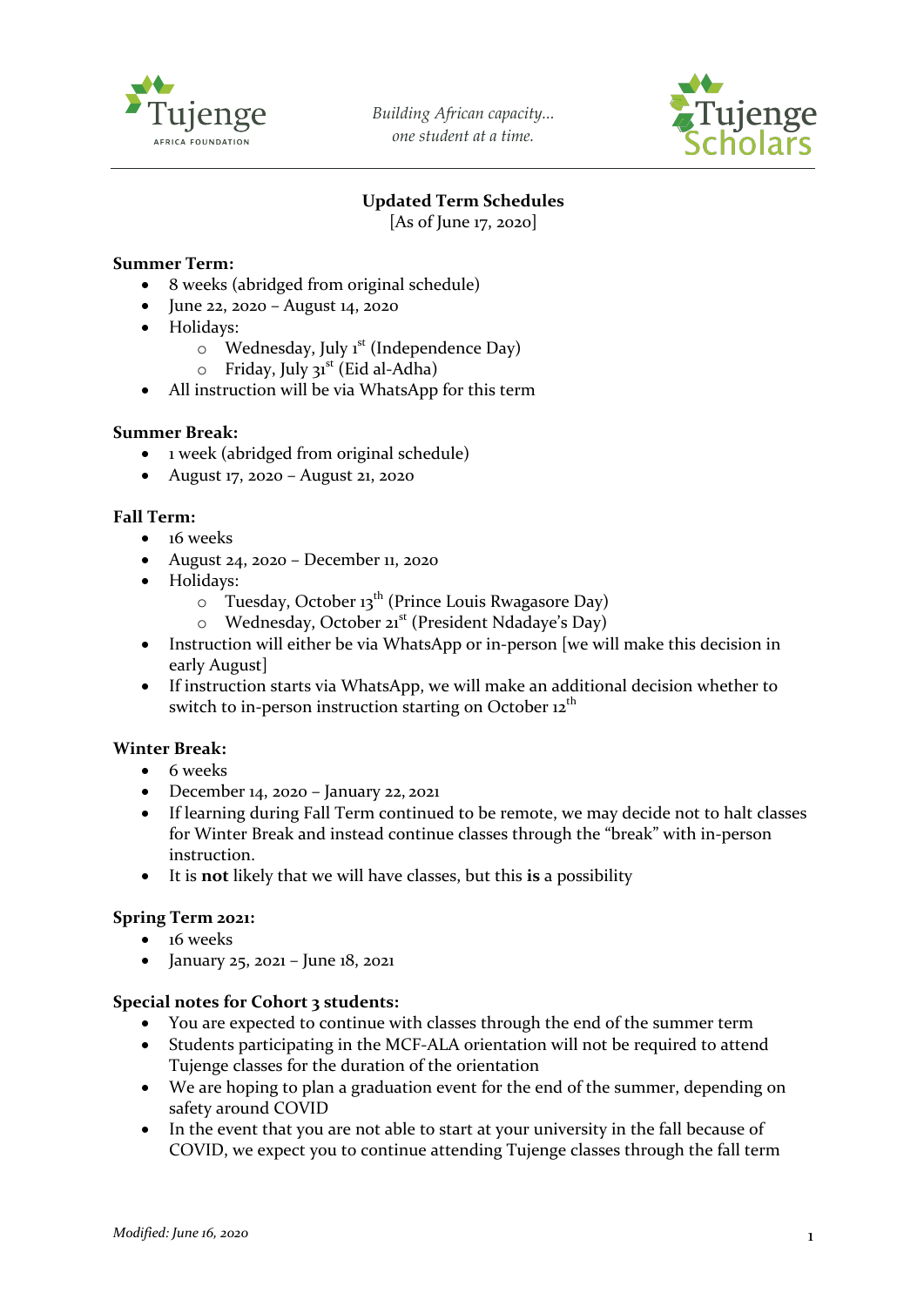*Building African capacity…*
*one student at a time.*

**Updated Term Schedules**
[As of June 17, 2020]

**Summer Term:**

- 8 weeks (abridged from original schedule)
- June 22, 2020 – August 14, 2020
- Holidays:
  - Wednesday, July 1st (Independence Day)
  - Friday, July 31st (Eid al-Adha)
- All instruction will be via WhatsApp for this term

**Summer Break:**

- 1 week (abridged from original schedule)
- August 17, 2020 – August 21, 2020

**Fall Term:**

- 16 weeks
- August 24, 2020 – December 11, 2020
- Holidays:
  - Tuesday, October 13th (Prince Louis Rwagasore Day)
  - Wednesday, October 21st (President Ndadaye's Day)
- Instruction will either be via WhatsApp or in-person [we will make this decision in early August]
- If instruction starts via WhatsApp, we will make an additional decision whether to switch to in-person instruction starting on October 12th

**Winter Break:**

- 6 weeks
- December 14, 2020 – January 22, 2021
- If learning during Fall Term continued to be remote, we may decide not to halt classes for Winter Break and instead continue classes through the "break" with in-person instruction.
- It is **not** likely that we will have classes, but this **is** a possibility

**Spring Term 2021:**

- 16 weeks
- January 25, 2021 – June 18, 2021

**Special notes for Cohort 3 students:**

- You are expected to continue with classes through the end of the summer term
- Students participating in the MCF-ALA orientation will not be required to attend Tujenge classes for the duration of the orientation
- We are hoping to plan a graduation event for the end of the summer, depending on safety around COVID
- In the event that you are not able to start at your university in the fall because of COVID, we expect you to continue attending Tujenge classes through the fall term

*Modified: June 16, 2020*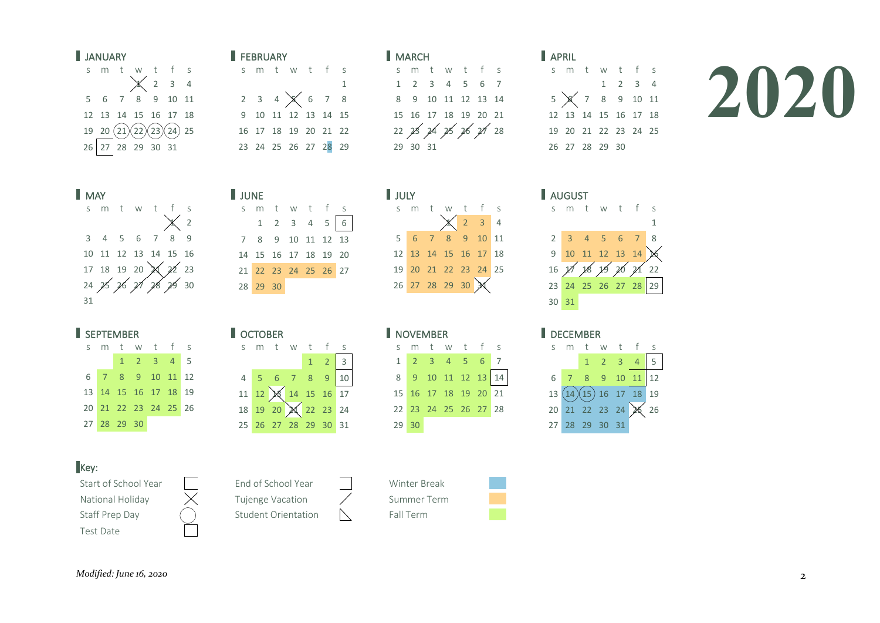# 2020

## JANUARY

| s | m | t | w | t | f | s |
|---|---|---|---|---|---|---|
| | | | 1 | 2 | 3 | 4 |
| 5 | 6 | 7 | 8 | 9 | 10 | 11 |
| 12 | 13 | 14 | 15 | 16 | 17 | 18 |
| 19 | 20 | 21 | 22 | 23 | 24 | 25 |
| 26 | 27 | 28 | 29 | 30 | 31 | |

## FEBRUARY

| s | m | t | w | t | f | s |
|---|---|---|---|---|---|---|
| | | | | | | 1 |
| 2 | 3 | 4 | 5 | 6 | 7 | 8 |
| 9 | 10 | 11 | 12 | 13 | 14 | 15 |
| 16 | 17 | 18 | 19 | 20 | 21 | 22 |
| 23 | 24 | 25 | 26 | 27 | 28 | 29 |

## MARCH

| s | m | t | w | t | f | s |
|---|---|---|---|---|---|---|
| 1 | 2 | 3 | 4 | 5 | 6 | 7 |
| 8 | 9 | 10 | 11 | 12 | 13 | 14 |
| 15 | 16 | 17 | 18 | 19 | 20 | 21 |
| 22 | 23 | 24 | 25 | 26 | 27 | 28 |
| 29 | 30 | 31 | | | | |

## APRIL

| s | m | t | w | t | f | s |
|---|---|---|---|---|---|---|
| | | | 1 | 2 | 3 | 4 |
| 5 | 6 | 7 | 8 | 9 | 10 | 11 |
| 12 | 13 | 14 | 15 | 16 | 17 | 18 |
| 19 | 20 | 21 | 22 | 23 | 24 | 25 |
| 26 | 27 | 28 | 29 | 30 | | |

## MAY

| s | m | t | w | t | f | s |
|---|---|---|---|---|---|---|
| | | | | | 1 | 2 |
| 3 | 4 | 5 | 6 | 7 | 8 | 9 |
| 10 | 11 | 12 | 13 | 14 | 15 | 16 |
| 17 | 18 | 19 | 20 | 21 | 22 | 23 |
| 24 | 25 | 26 | 27 | 28 | 29 | 30 |
| 31 | | | | | | |

## JUNE

| s | m | t | w | t | f | s |
|---|---|---|---|---|---|---|
| | 1 | 2 | 3 | 4 | 5 | 6 |
| 7 | 8 | 9 | 10 | 11 | 12 | 13 |
| 14 | 15 | 16 | 17 | 18 | 19 | 20 |
| 21 | 22 | 23 | 24 | 25 | 26 | 27 |
| 28 | 29 | 30 | | | | |

## JULY

| s | m | t | w | t | f | s |
|---|---|---|---|---|---|---|
| | | | 1 | 2 | 3 | 4 |
| 5 | 6 | 7 | 8 | 9 | 10 | 11 |
| 12 | 13 | 14 | 15 | 16 | 17 | 18 |
| 19 | 20 | 21 | 22 | 23 | 24 | 25 |
| 26 | 27 | 28 | 29 | 30 | 31 | |

## AUGUST

| s | m | t | w | t | f | s |
|---|---|---|---|---|---|---|
| | | | | | | 1 |
| 2 | 3 | 4 | 5 | 6 | 7 | 8 |
| 9 | 10 | 11 | 12 | 13 | 14 | 15 |
| 16 | 17 | 18 | 19 | 20 | 21 | 22 |
| 23 | 24 | 25 | 26 | 27 | 28 | 29 |
| 30 | 31 | | | | | |

## SEPTEMBER

| s | m | t | w | t | f | s |
|---|---|---|---|---|---|---|
| | | 1 | 2 | 3 | 4 | 5 |
| 6 | 7 | 8 | 9 | 10 | 11 | 12 |
| 13 | 14 | 15 | 16 | 17 | 18 | 19 |
| 20 | 21 | 22 | 23 | 24 | 25 | 26 |
| 27 | 28 | 29 | 30 | | | |

## OCTOBER

| s | m | t | w | t | f | s |
|---|---|---|---|---|---|---|
| | | | | 1 | 2 | 3 |
| 4 | 5 | 6 | 7 | 8 | 9 | 10 |
| 11 | 12 | 13 | 14 | 15 | 16 | 17 |
| 18 | 19 | 20 | 21 | 22 | 23 | 24 |
| 25 | 26 | 27 | 28 | 29 | 30 | 31 |

## NOVEMBER

| s | m | t | w | t | f | s |
|---|---|---|---|---|---|---|
| 1 | 2 | 3 | 4 | 5 | 6 | 7 |
| 8 | 9 | 10 | 11 | 12 | 13 | 14 |
| 15 | 16 | 17 | 18 | 19 | 20 | 21 |
| 22 | 23 | 24 | 25 | 26 | 27 | 28 |
| 29 | 30 | | | | | |

## DECEMBER

| s | m | t | w | t | f | s |
|---|---|---|---|---|---|---|
| | | 1 | 2 | 3 | 4 | 5 |
| 6 | 7 | 8 | 9 | 10 | 11 | 12 |
| 13 | 14 | 15 | 16 | 17 | 18 | 19 |
| 20 | 21 | 22 | 23 | 24 | 25 | 26 |
| 27 | 28 | 29 | 30 | 31 | | |

**Key:**

- Start of School Year
- National Holiday
- Staff Prep Day
- Test Date
- End of School Year
- Tujenge Vacation
- Student Orientation
- Winter Break
- Summer Term
- Fall Term

*Modified: June 16, 2020*